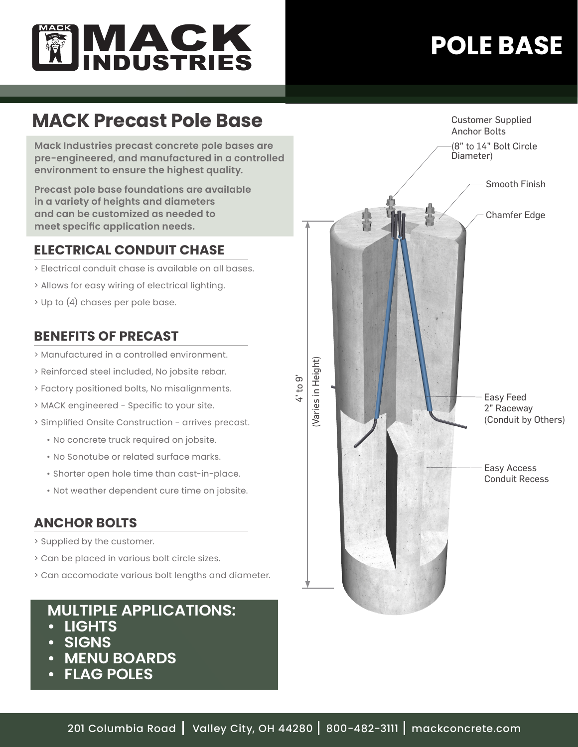# MACK INDUSTRIES

# POLE BASE

## MACK Precast Pole Base

**Mack Industries precast concrete pole bases are pre-engineered, and manufactured in a controlled environment to ensure the highest quality.**

**Precast pole base foundations are available in a variety of heights and diameters and can be customized as needed to meet specific application needs.**

### ELECTRICAL CONDUIT CHASE

> Electrical conduit chase is available on all bases.

> Allows for easy wiring of electrical lighting.

> Up to (4) chases per pole base.

### BENEFITS OF PRECAST

> Manufactured in a controlled environment.

> Reinforced steel included, No jobsite rebar.

> Factory positioned bolts, No misalignments.

> MACK engineered - Specific to your site.

> Simplified Onsite Construction - arrives precast.

- No concrete truck required on jobsite.
- No Sonotube or related surface marks.
- Shorter open hole time than cast-in-place.
- Not weather dependent cure time on jobsite.

### ANCHOR BOLTS

> Supplied by the customer.

> Can be placed in various bolt circle sizes.

> Can accomodate various bolt lengths and diameter.

### MULTIPLE APPLICATIONS:

- **LIGHTS**
- **SIGNS**
- **MENU BOARDS**
- **FLAG POLES**

Customer Supplied Anchor Bolts (8" to 14" Bolt Circle Diameter)

Smooth Finish

Chamfer Edge

4' to 9' (Varies in Height)

Easy Feed 2" Raceway (Conduit by Others)

Easy Access Conduit Recess

201 Columbia Road | Valley City, OH 44280 | 800-482-3111 | mackconcrete.com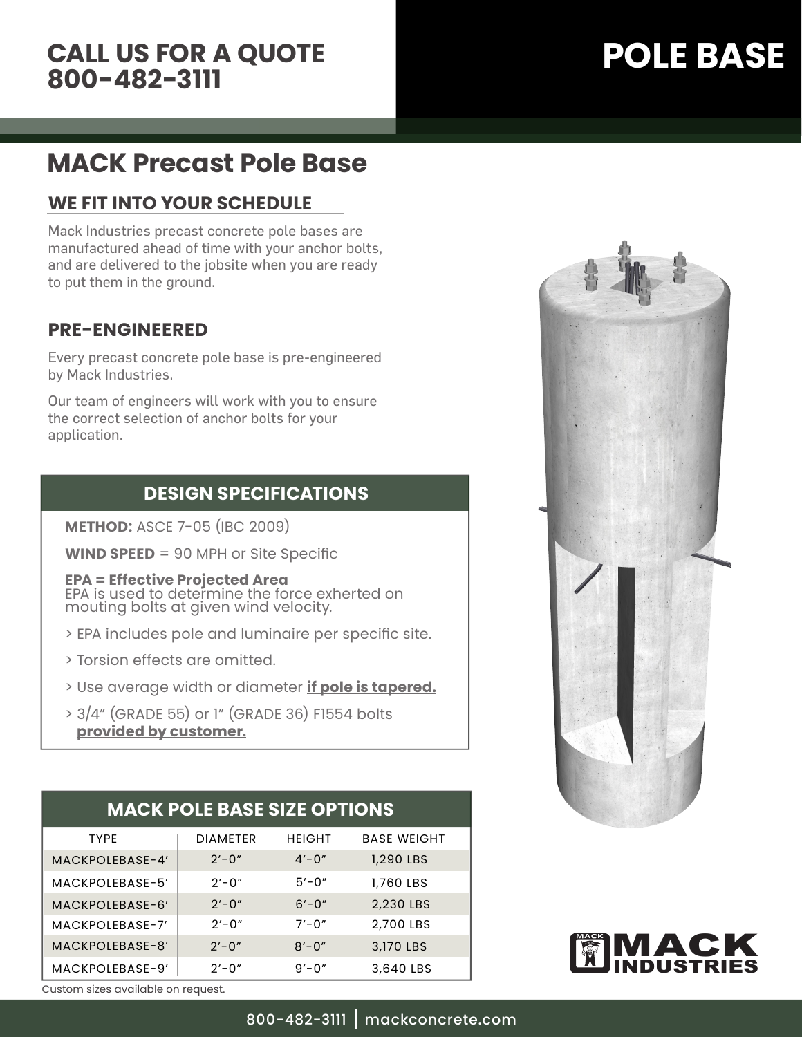# POLE BASE

## CALL US FOR A QUOTE 800-482-3111

# MACK Precast Pole Base

### WE FIT INTO YOUR SCHEDULE

Mack Industries precast concrete pole bases are manufactured ahead of time with your anchor bolts, and are delivered to the jobsite when you are ready to put them in the ground.

### PRE-ENGINEERED

Every precast concrete pole base is pre-engineered by Mack Industries.

Our team of engineers will work with you to ensure the correct selection of anchor bolts for your application.

## DESIGN SPECIFICATIONS

**METHOD:** ASCE 7-05 (IBC 2009)

**WIND SPEED** = 90 MPH or Site Specific

**EPA = Effective Projected Area**
EPA is used to determine the force exherted on mouting bolts at given wind velocity.

> EPA includes pole and luminaire per specific site.

> Torsion effects are omitted.

> Use average width or diameter **if pole is tapered.**

> 3/4" (GRADE 55) or 1" (GRADE 36) F1554 bolts **provided by customer.**

## MACK POLE BASE SIZE OPTIONS

| TYPE | DIAMETER | HEIGHT | BASE WEIGHT |
|---|---|---|---|
| MACKPOLEBASE-4' | 2'-0" | 4'-0" | 1,290 LBS |
| MACKPOLEBASE-5' | 2'-0" | 5'-0" | 1,760 LBS |
| MACKPOLEBASE-6' | 2'-0" | 6'-0" | 2,230 LBS |
| MACKPOLEBASE-7' | 2'-0" | 7'-0" | 2,700 LBS |
| MACKPOLEBASE-8' | 2'-0" | 8'-0" | 3,170 LBS |
| MACKPOLEBASE-9' | 2'-0" | 9'-0" | 3,640 LBS |

Custom sizes available on request.

MACK INDUSTRIES

800-482-3111 | mackconcrete.com